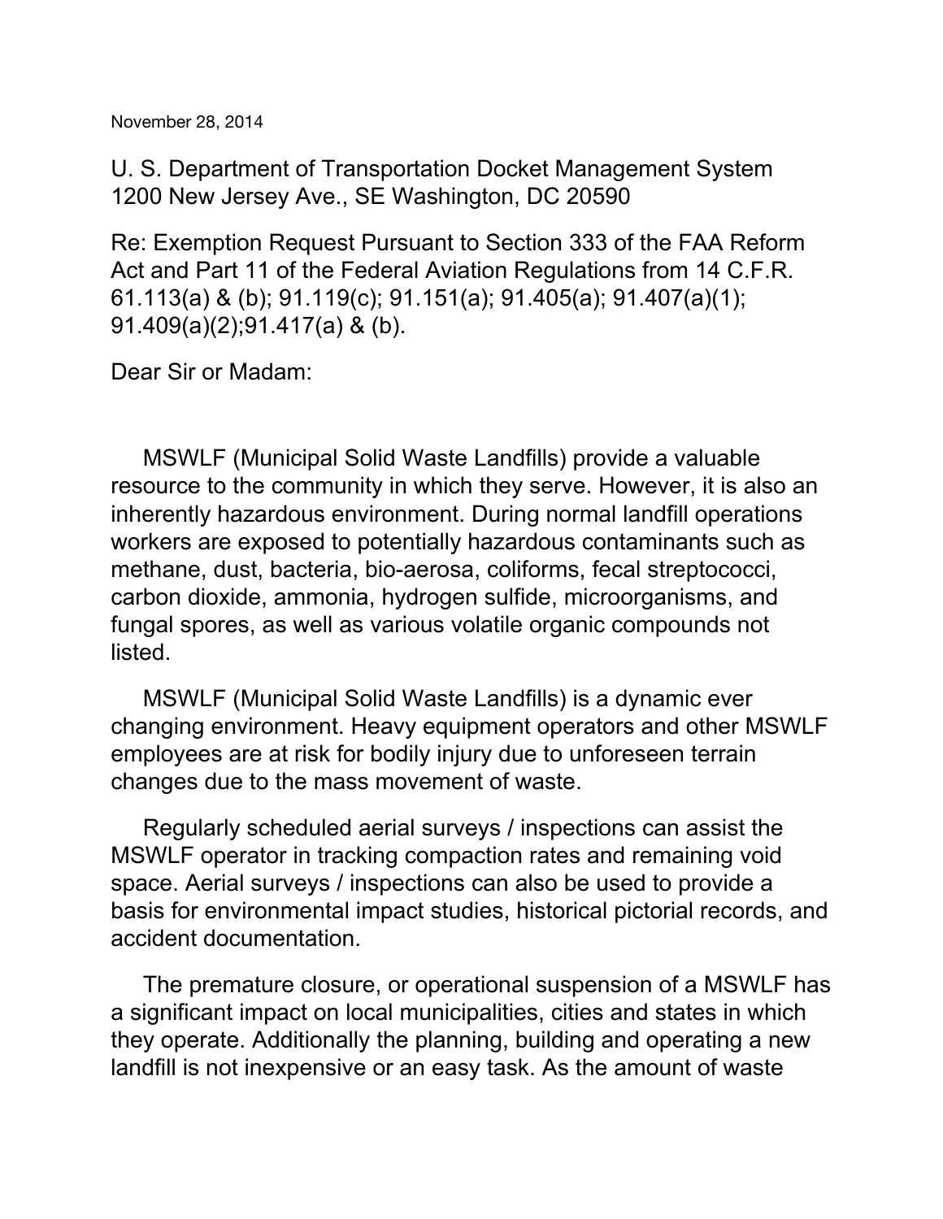November 28, 2014

U. S. Department of Transportation Docket Management System
1200 New Jersey Ave., SE Washington, DC 20590

Re: Exemption Request Pursuant to Section 333 of the FAA Reform Act and Part 11 of the Federal Aviation Regulations from 14 C.F.R. 61.113(a) & (b); 91.119(c); 91.151(a); 91.405(a); 91.407(a)(1); 91.409(a)(2);91.417(a) & (b).

Dear Sir or Madam:

MSWLF (Municipal Solid Waste Landfills) provide a valuable resource to the community in which they serve. However, it is also an inherently hazardous environment. During normal landfill operations workers are exposed to potentially hazardous contaminants such as methane, dust, bacteria, bio-aerosa, coliforms, fecal streptococci, carbon dioxide, ammonia, hydrogen sulfide, microorganisms, and fungal spores, as well as various volatile organic compounds not listed.

MSWLF (Municipal Solid Waste Landfills) is a dynamic ever changing environment. Heavy equipment operators and other MSWLF employees are at risk for bodily injury due to unforeseen terrain changes due to the mass movement of waste.

Regularly scheduled aerial surveys / inspections can assist the MSWLF operator in tracking compaction rates and remaining void space. Aerial surveys / inspections can also be used to provide a basis for environmental impact studies, historical pictorial records, and accident documentation.

The premature closure, or operational suspension of a MSWLF has a significant impact on local municipalities, cities and states in which they operate. Additionally the planning, building and operating a new landfill is not inexpensive or an easy task. As the amount of waste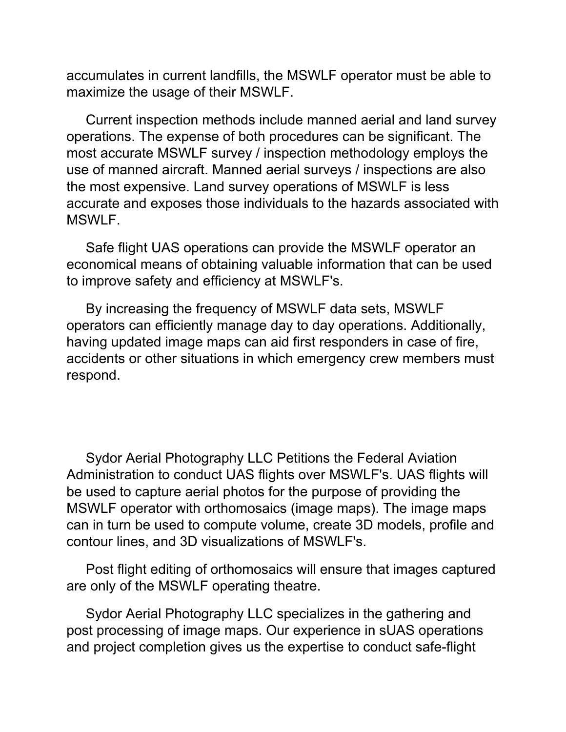accumulates in current landfills, the MSWLF operator must be able to maximize the usage of their MSWLF.

Current inspection methods include manned aerial and land survey operations. The expense of both procedures can be significant. The most accurate MSWLF survey / inspection methodology employs the use of manned aircraft. Manned aerial surveys / inspections are also the most expensive. Land survey operations of MSWLF is less accurate and exposes those individuals to the hazards associated with MSWLF.

Safe flight UAS operations can provide the MSWLF operator an economical means of obtaining valuable information that can be used to improve safety and efficiency at MSWLF's.

By increasing the frequency of MSWLF data sets, MSWLF operators can efficiently manage day to day operations. Additionally, having updated image maps can aid first responders in case of fire, accidents or other situations in which emergency crew members must respond.

Sydor Aerial Photography LLC Petitions the Federal Aviation Administration to conduct UAS flights over MSWLF's. UAS flights will be used to capture aerial photos for the purpose of providing the MSWLF operator with orthomosaics (image maps). The image maps can in turn be used to compute volume, create 3D models, profile and contour lines, and 3D visualizations of MSWLF's.

Post flight editing of orthomosaics will ensure that images captured are only of the MSWLF operating theatre.

Sydor Aerial Photography LLC specializes in the gathering and post processing of image maps. Our experience in sUAS operations and project completion gives us the expertise to conduct safe-flight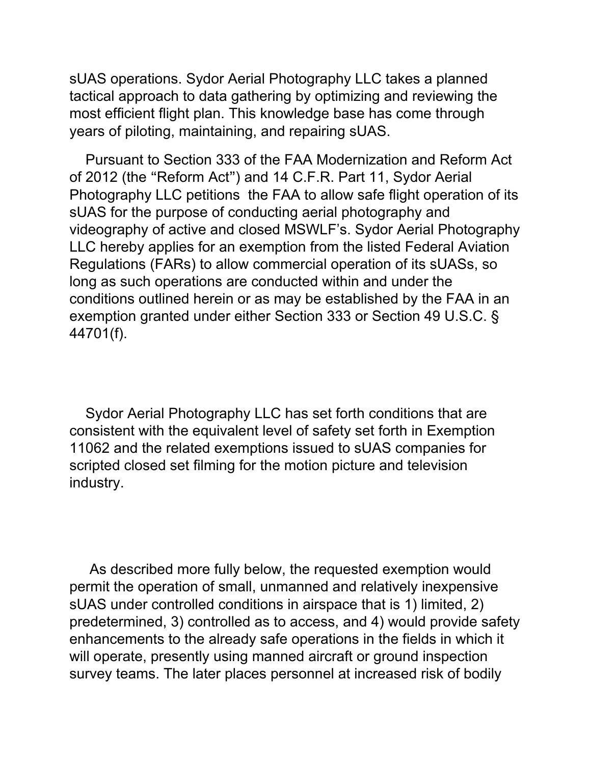sUAS operations. Sydor Aerial Photography LLC takes a planned tactical approach to data gathering by optimizing and reviewing the most efficient flight plan. This knowledge base has come through years of piloting, maintaining, and repairing sUAS.

Pursuant to Section 333 of the FAA Modernization and Reform Act of 2012 (the "Reform Act") and 14 C.F.R. Part 11, Sydor Aerial Photography LLC petitions the FAA to allow safe flight operation of its sUAS for the purpose of conducting aerial photography and videography of active and closed MSWLF's. Sydor Aerial Photography LLC hereby applies for an exemption from the listed Federal Aviation Regulations (FARs) to allow commercial operation of its sUASs, so long as such operations are conducted within and under the conditions outlined herein or as may be established by the FAA in an exemption granted under either Section 333 or Section 49 U.S.C. § 44701(f).

Sydor Aerial Photography LLC has set forth conditions that are consistent with the equivalent level of safety set forth in Exemption 11062 and the related exemptions issued to sUAS companies for scripted closed set filming for the motion picture and television industry.

As described more fully below, the requested exemption would permit the operation of small, unmanned and relatively inexpensive sUAS under controlled conditions in airspace that is 1) limited, 2) predetermined, 3) controlled as to access, and 4) would provide safety enhancements to the already safe operations in the fields in which it will operate, presently using manned aircraft or ground inspection survey teams. The later places personnel at increased risk of bodily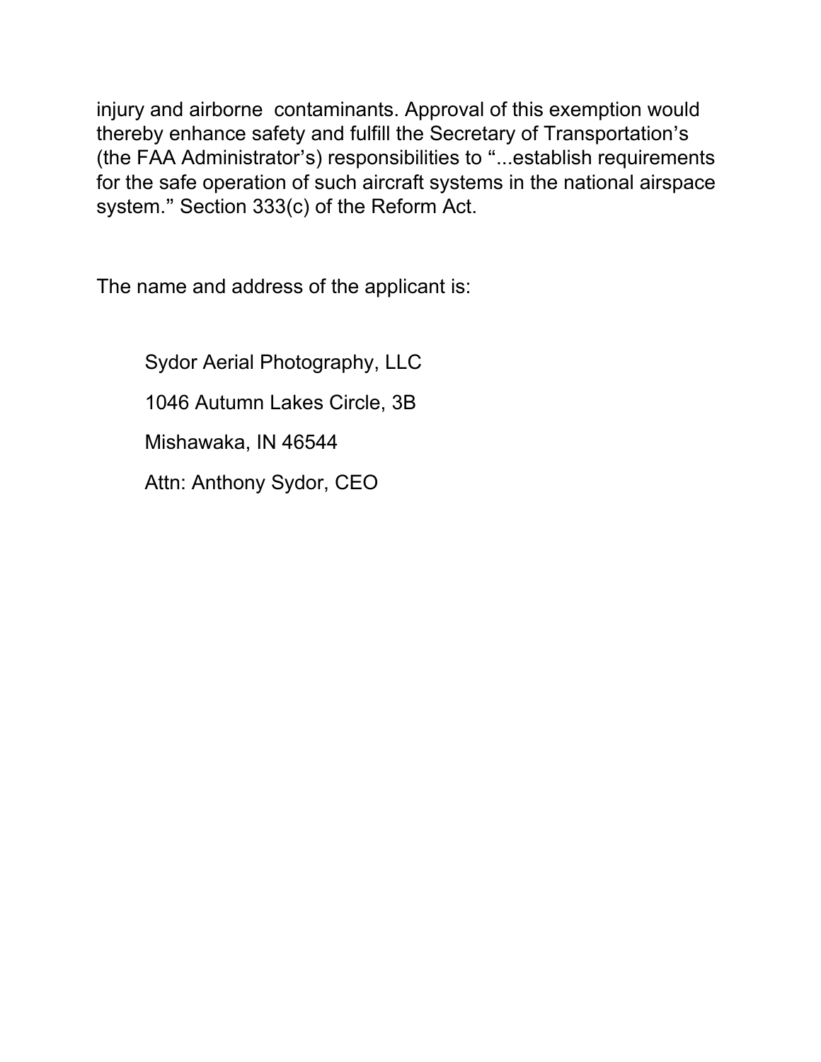injury and airborne contaminants. Approval of this exemption would thereby enhance safety and fulfill the Secretary of Transportation's (the FAA Administrator's) responsibilities to "...establish requirements for the safe operation of such aircraft systems in the national airspace system." Section 333(c) of the Reform Act.

The name and address of the applicant is:

Sydor Aerial Photography, LLC

1046 Autumn Lakes Circle, 3B

Mishawaka, IN 46544

Attn: Anthony Sydor, CEO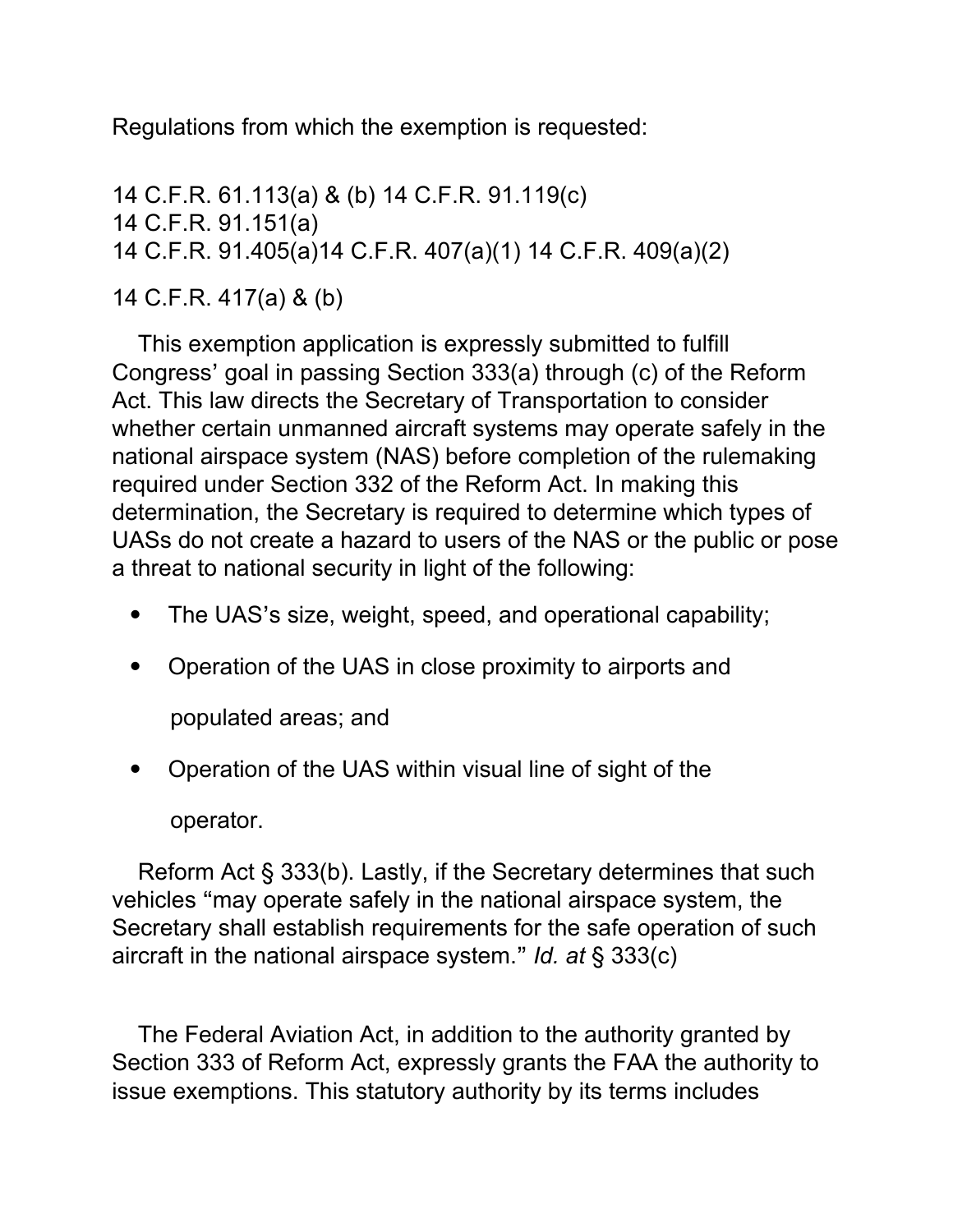Regulations from which the exemption is requested:

14 C.F.R. 61.113(a) & (b) 14 C.F.R. 91.119(c)
14 C.F.R. 91.151(a)
14 C.F.R. 91.405(a)14 C.F.R. 407(a)(1) 14 C.F.R. 409(a)(2)

14 C.F.R. 417(a) & (b)

This exemption application is expressly submitted to fulfill Congress' goal in passing Section 333(a) through (c) of the Reform Act. This law directs the Secretary of Transportation to consider whether certain unmanned aircraft systems may operate safely in the national airspace system (NAS) before completion of the rulemaking required under Section 332 of the Reform Act. In making this determination, the Secretary is required to determine which types of UASs do not create a hazard to users of the NAS or the public or pose a threat to national security in light of the following:

- The UAS's size, weight, speed, and operational capability;
- Operation of the UAS in close proximity to airports and populated areas; and
- Operation of the UAS within visual line of sight of the operator.

Reform Act § 333(b). Lastly, if the Secretary determines that such vehicles "may operate safely in the national airspace system, the Secretary shall establish requirements for the safe operation of such aircraft in the national airspace system." *Id. at* § 333(c)

The Federal Aviation Act, in addition to the authority granted by Section 333 of Reform Act, expressly grants the FAA the authority to issue exemptions. This statutory authority by its terms includes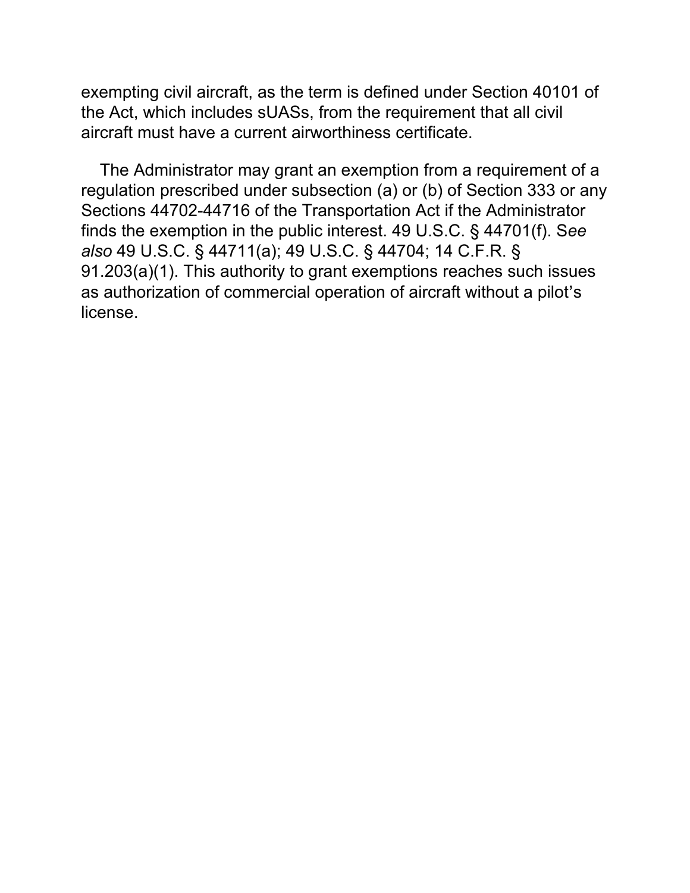exempting civil aircraft, as the term is defined under Section 40101 of the Act, which includes sUASs, from the requirement that all civil aircraft must have a current airworthiness certificate.

The Administrator may grant an exemption from a requirement of a regulation prescribed under subsection (a) or (b) of Section 333 or any Sections 44702-44716 of the Transportation Act if the Administrator finds the exemption in the public interest. 49 U.S.C. § 44701(f). S*ee also* 49 U.S.C. § 44711(a); 49 U.S.C. § 44704; 14 C.F.R. § 91.203(a)(1). This authority to grant exemptions reaches such issues as authorization of commercial operation of aircraft without a pilot's license.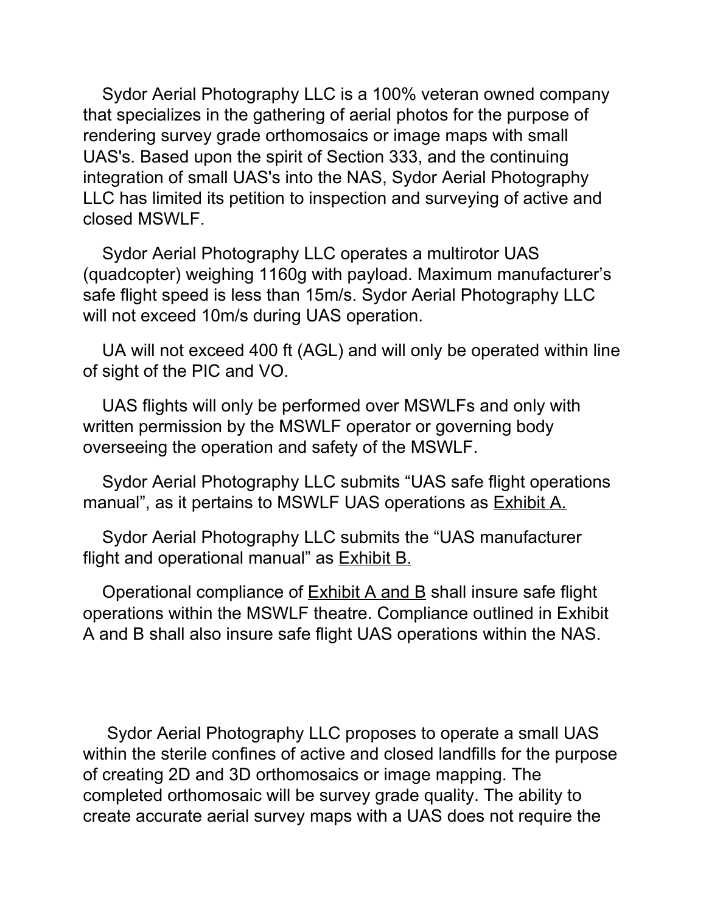Sydor Aerial Photography LLC is a 100% veteran owned company that specializes in the gathering of aerial photos for the purpose of rendering survey grade orthomosaics or image maps with small UAS's. Based upon the spirit of Section 333, and the continuing integration of small UAS's into the NAS, Sydor Aerial Photography LLC has limited its petition to inspection and surveying of active and closed MSWLF.

Sydor Aerial Photography LLC operates a multirotor UAS (quadcopter) weighing 1160g with payload. Maximum manufacturer's safe flight speed is less than 15m/s. Sydor Aerial Photography LLC will not exceed 10m/s during UAS operation.

UA will not exceed 400 ft (AGL) and will only be operated within line of sight of the PIC and VO.

UAS flights will only be performed over MSWLFs and only with written permission by the MSWLF operator or governing body overseeing the operation and safety of the MSWLF.

Sydor Aerial Photography LLC submits "UAS safe flight operations manual", as it pertains to MSWLF UAS operations as <u>Exhibit A.</u>

Sydor Aerial Photography LLC submits the "UAS manufacturer flight and operational manual" as <u>Exhibit B.</u>

Operational compliance of <u>Exhibit A and B</u> shall insure safe flight operations within the MSWLF theatre. Compliance outlined in Exhibit A and B shall also insure safe flight UAS operations within the NAS.

Sydor Aerial Photography LLC proposes to operate a small UAS within the sterile confines of active and closed landfills for the purpose of creating 2D and 3D orthomosaics or image mapping. The completed orthomosaic will be survey grade quality. The ability to create accurate aerial survey maps with a UAS does not require the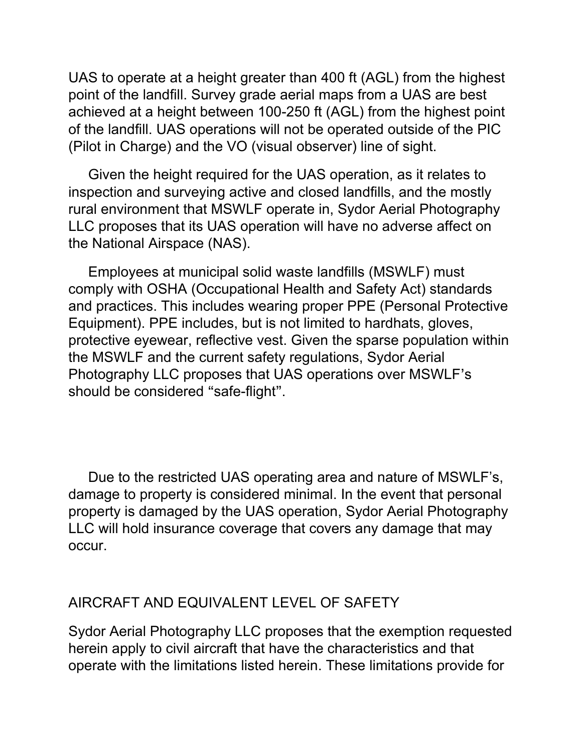UAS to operate at a height greater than 400 ft (AGL) from the highest point of the landfill. Survey grade aerial maps from a UAS are best achieved at a height between 100-250 ft (AGL) from the highest point of the landfill. UAS operations will not be operated outside of the PIC (Pilot in Charge) and the VO (visual observer) line of sight.

Given the height required for the UAS operation, as it relates to inspection and surveying active and closed landfills, and the mostly rural environment that MSWLF operate in, Sydor Aerial Photography LLC proposes that its UAS operation will have no adverse affect on the National Airspace (NAS).

Employees at municipal solid waste landfills (MSWLF) must comply with OSHA (Occupational Health and Safety Act) standards and practices. This includes wearing proper PPE (Personal Protective Equipment). PPE includes, but is not limited to hardhats, gloves, protective eyewear, reflective vest. Given the sparse population within the MSWLF and the current safety regulations, Sydor Aerial Photography LLC proposes that UAS operations over MSWLF's should be considered "safe-flight".

Due to the restricted UAS operating area and nature of MSWLF's, damage to property is considered minimal. In the event that personal property is damaged by the UAS operation, Sydor Aerial Photography LLC will hold insurance coverage that covers any damage that may occur.

## AIRCRAFT AND EQUIVALENT LEVEL OF SAFETY

Sydor Aerial Photography LLC proposes that the exemption requested herein apply to civil aircraft that have the characteristics and that operate with the limitations listed herein. These limitations provide for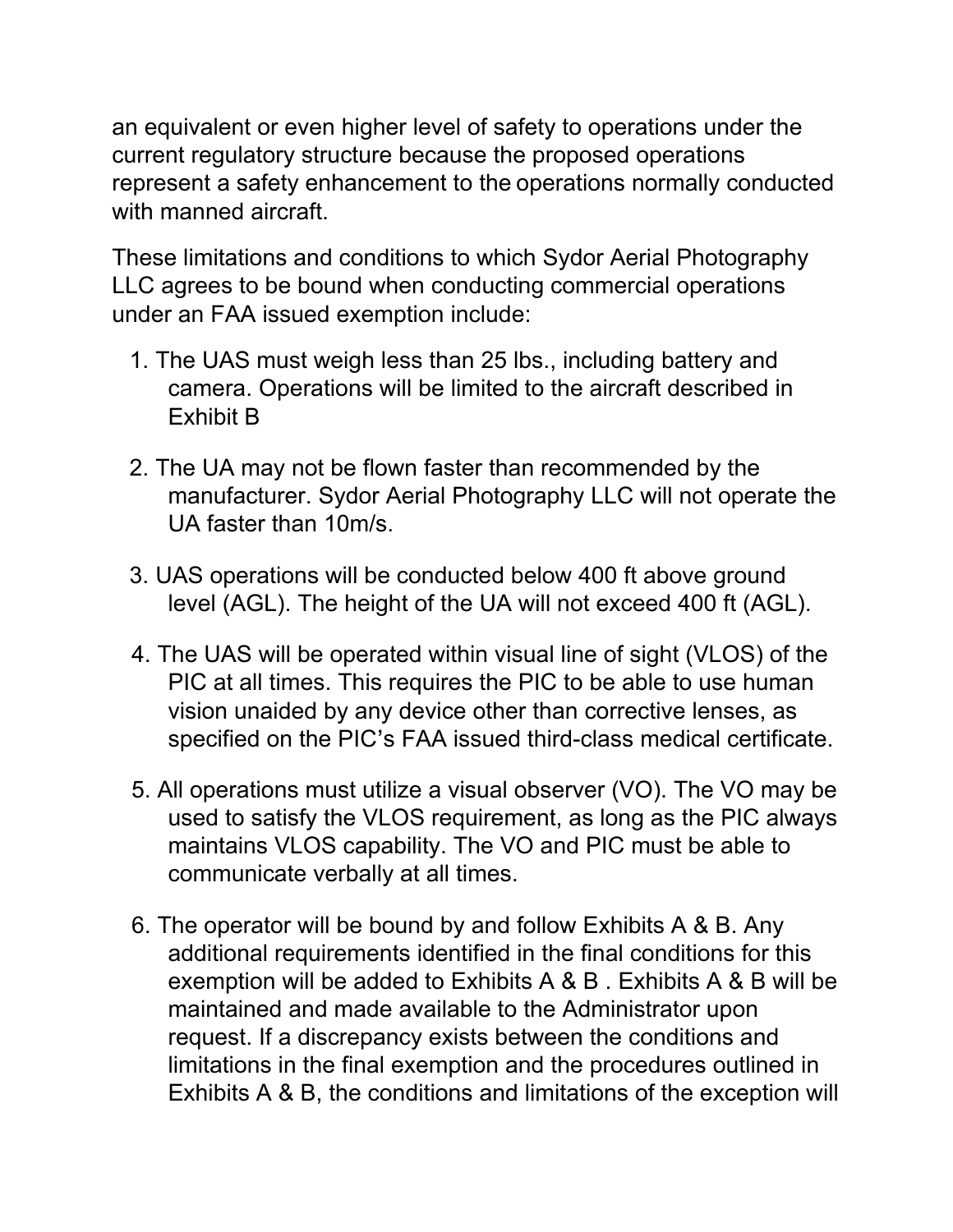an equivalent or even higher level of safety to operations under the current regulatory structure because the proposed operations represent a safety enhancement to the operations normally conducted with manned aircraft.

These limitations and conditions to which Sydor Aerial Photography LLC agrees to be bound when conducting commercial operations under an FAA issued exemption include:

1. The UAS must weigh less than 25 lbs., including battery and camera. Operations will be limited to the aircraft described in Exhibit B

2. The UA may not be flown faster than recommended by the manufacturer. Sydor Aerial Photography LLC will not operate the UA faster than 10m/s.

3. UAS operations will be conducted below 400 ft above ground level (AGL). The height of the UA will not exceed 400 ft (AGL).

4. The UAS will be operated within visual line of sight (VLOS) of the PIC at all times. This requires the PIC to be able to use human vision unaided by any device other than corrective lenses, as specified on the PIC's FAA issued third-class medical certificate.

5. All operations must utilize a visual observer (VO). The VO may be used to satisfy the VLOS requirement, as long as the PIC always maintains VLOS capability. The VO and PIC must be able to communicate verbally at all times.

6. The operator will be bound by and follow Exhibits A & B. Any additional requirements identified in the final conditions for this exemption will be added to Exhibits A & B . Exhibits A & B will be maintained and made available to the Administrator upon request. If a discrepancy exists between the conditions and limitations in the final exemption and the procedures outlined in Exhibits A & B, the conditions and limitations of the exception will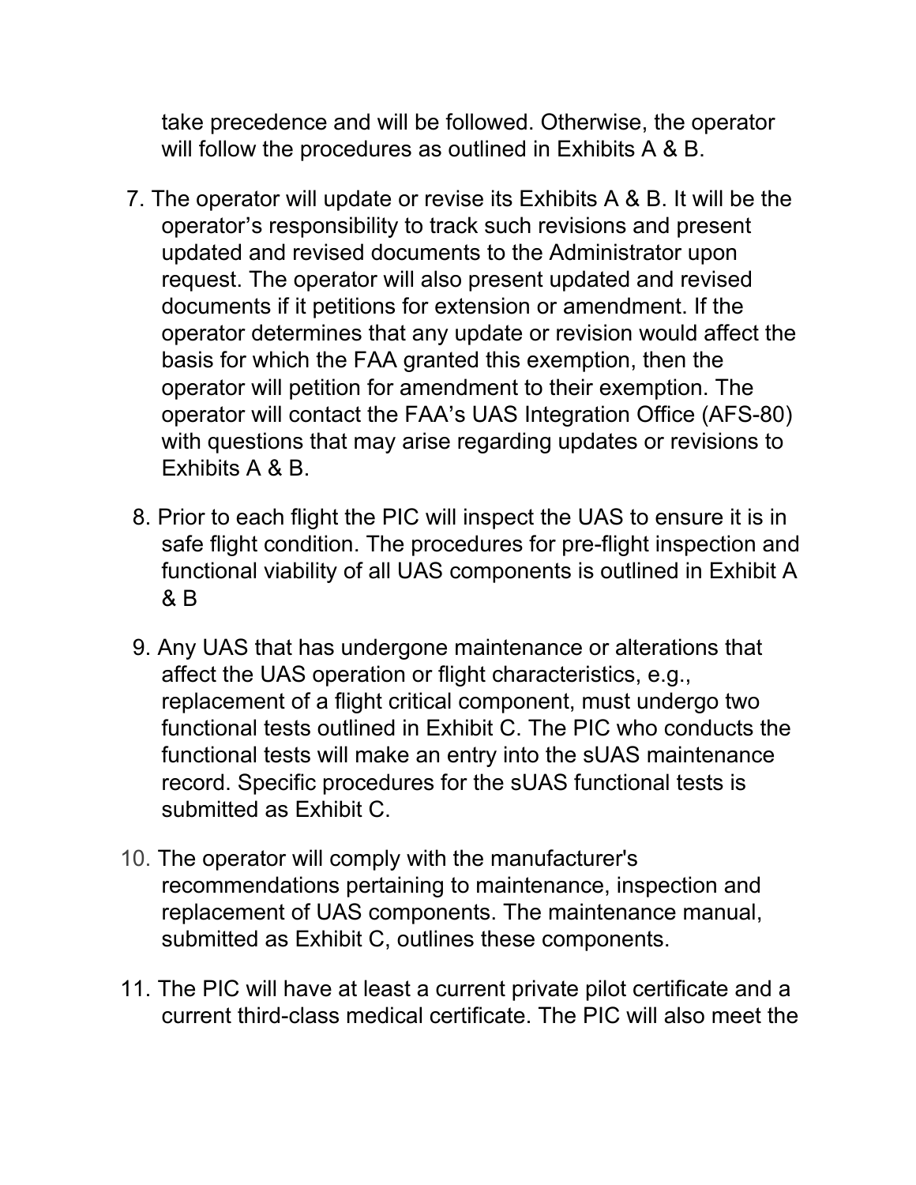take precedence and will be followed. Otherwise, the operator will follow the procedures as outlined in Exhibits A & B.

7. The operator will update or revise its Exhibits A & B. It will be the operator's responsibility to track such revisions and present updated and revised documents to the Administrator upon request. The operator will also present updated and revised documents if it petitions for extension or amendment. If the operator determines that any update or revision would affect the basis for which the FAA granted this exemption, then the operator will petition for amendment to their exemption. The operator will contact the FAA's UAS Integration Office (AFS-80) with questions that may arise regarding updates or revisions to Exhibits A & B.

8. Prior to each flight the PIC will inspect the UAS to ensure it is in safe flight condition. The procedures for pre-flight inspection and functional viability of all UAS components is outlined in Exhibit A & B

9. Any UAS that has undergone maintenance or alterations that affect the UAS operation or flight characteristics, e.g., replacement of a flight critical component, must undergo two functional tests outlined in Exhibit C. The PIC who conducts the functional tests will make an entry into the sUAS maintenance record. Specific procedures for the sUAS functional tests is submitted as Exhibit C.

10. The operator will comply with the manufacturer's recommendations pertaining to maintenance, inspection and replacement of UAS components. The maintenance manual, submitted as Exhibit C, outlines these components.

11. The PIC will have at least a current private pilot certificate and a current third-class medical certificate. The PIC will also meet the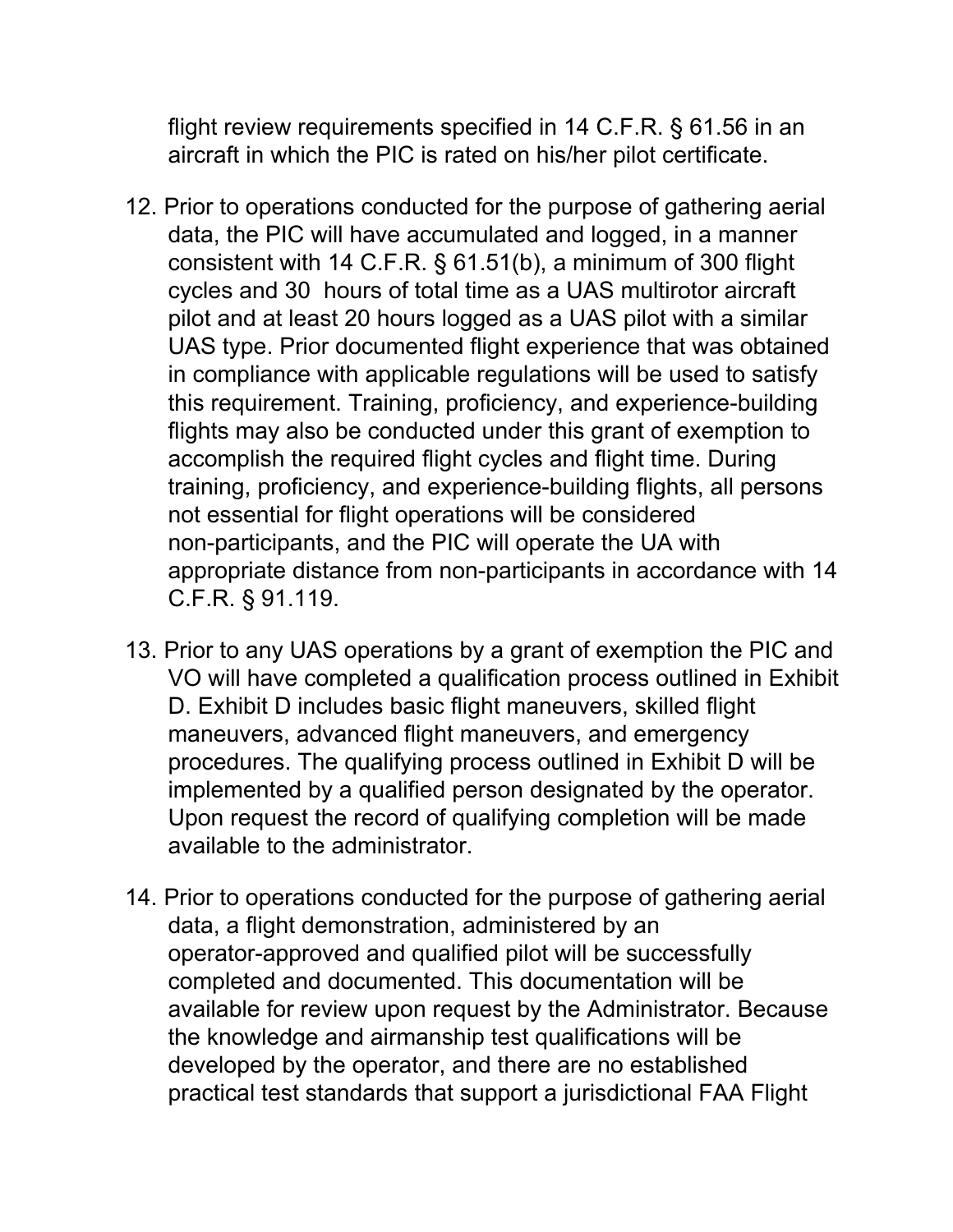flight review requirements specified in 14 C.F.R. § 61.56 in an aircraft in which the PIC is rated on his/her pilot certificate.

12. Prior to operations conducted for the purpose of gathering aerial data, the PIC will have accumulated and logged, in a manner consistent with 14 C.F.R. § 61.51(b), a minimum of 300 flight cycles and 30 hours of total time as a UAS multirotor aircraft pilot and at least 20 hours logged as a UAS pilot with a similar UAS type. Prior documented flight experience that was obtained in compliance with applicable regulations will be used to satisfy this requirement. Training, proficiency, and experience-building flights may also be conducted under this grant of exemption to accomplish the required flight cycles and flight time. During training, proficiency, and experience-building flights, all persons not essential for flight operations will be considered non-participants, and the PIC will operate the UA with appropriate distance from non-participants in accordance with 14 C.F.R. § 91.119.

13. Prior to any UAS operations by a grant of exemption the PIC and VO will have completed a qualification process outlined in Exhibit D. Exhibit D includes basic flight maneuvers, skilled flight maneuvers, advanced flight maneuvers, and emergency procedures. The qualifying process outlined in Exhibit D will be implemented by a qualified person designated by the operator. Upon request the record of qualifying completion will be made available to the administrator.

14. Prior to operations conducted for the purpose of gathering aerial data, a flight demonstration, administered by an operator-approved and qualified pilot will be successfully completed and documented. This documentation will be available for review upon request by the Administrator. Because the knowledge and airmanship test qualifications will be developed by the operator, and there are no established practical test standards that support a jurisdictional FAA Flight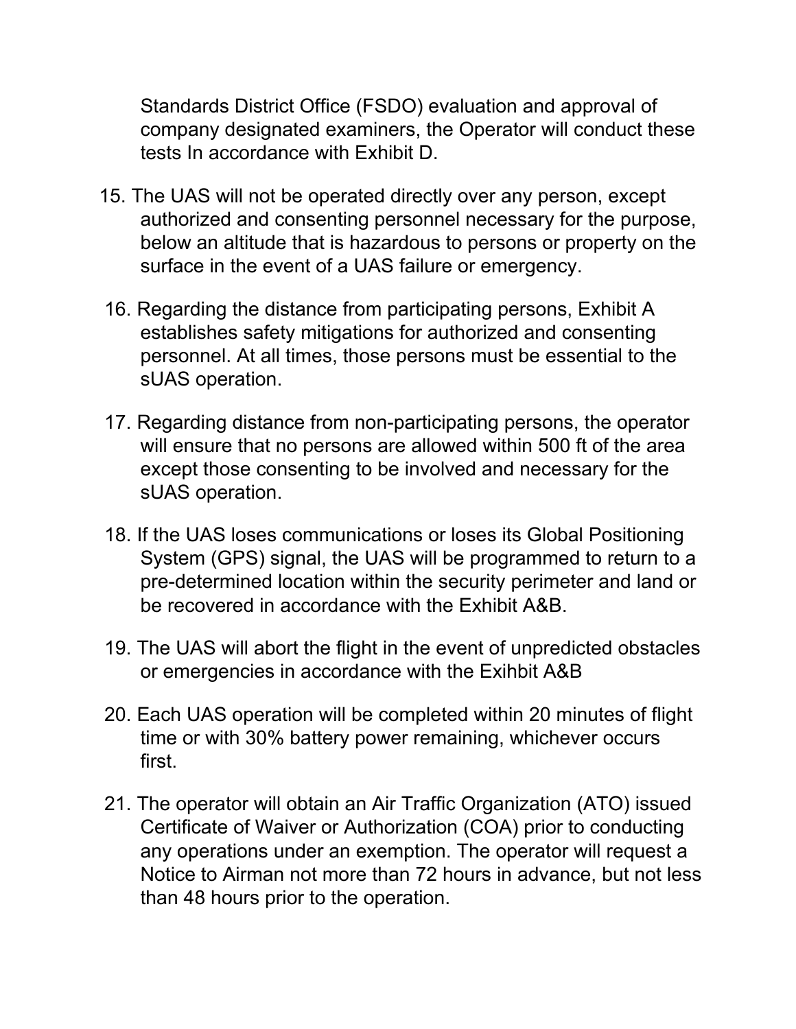Standards District Office (FSDO) evaluation and approval of company designated examiners, the Operator will conduct these tests In accordance with Exhibit D.

15. The UAS will not be operated directly over any person, except authorized and consenting personnel necessary for the purpose, below an altitude that is hazardous to persons or property on the surface in the event of a UAS failure or emergency.

16. Regarding the distance from participating persons, Exhibit A establishes safety mitigations for authorized and consenting personnel. At all times, those persons must be essential to the sUAS operation.

17. Regarding distance from non-participating persons, the operator will ensure that no persons are allowed within 500 ft of the area except those consenting to be involved and necessary for the sUAS operation.

18. If the UAS loses communications or loses its Global Positioning System (GPS) signal, the UAS will be programmed to return to a pre-determined location within the security perimeter and land or be recovered in accordance with the Exhibit A&B.

19. The UAS will abort the flight in the event of unpredicted obstacles or emergencies in accordance with the Exihbit A&B

20. Each UAS operation will be completed within 20 minutes of flight time or with 30% battery power remaining, whichever occurs first.

21. The operator will obtain an Air Traffic Organization (ATO) issued Certificate of Waiver or Authorization (COA) prior to conducting any operations under an exemption. The operator will request a Notice to Airman not more than 72 hours in advance, but not less than 48 hours prior to the operation.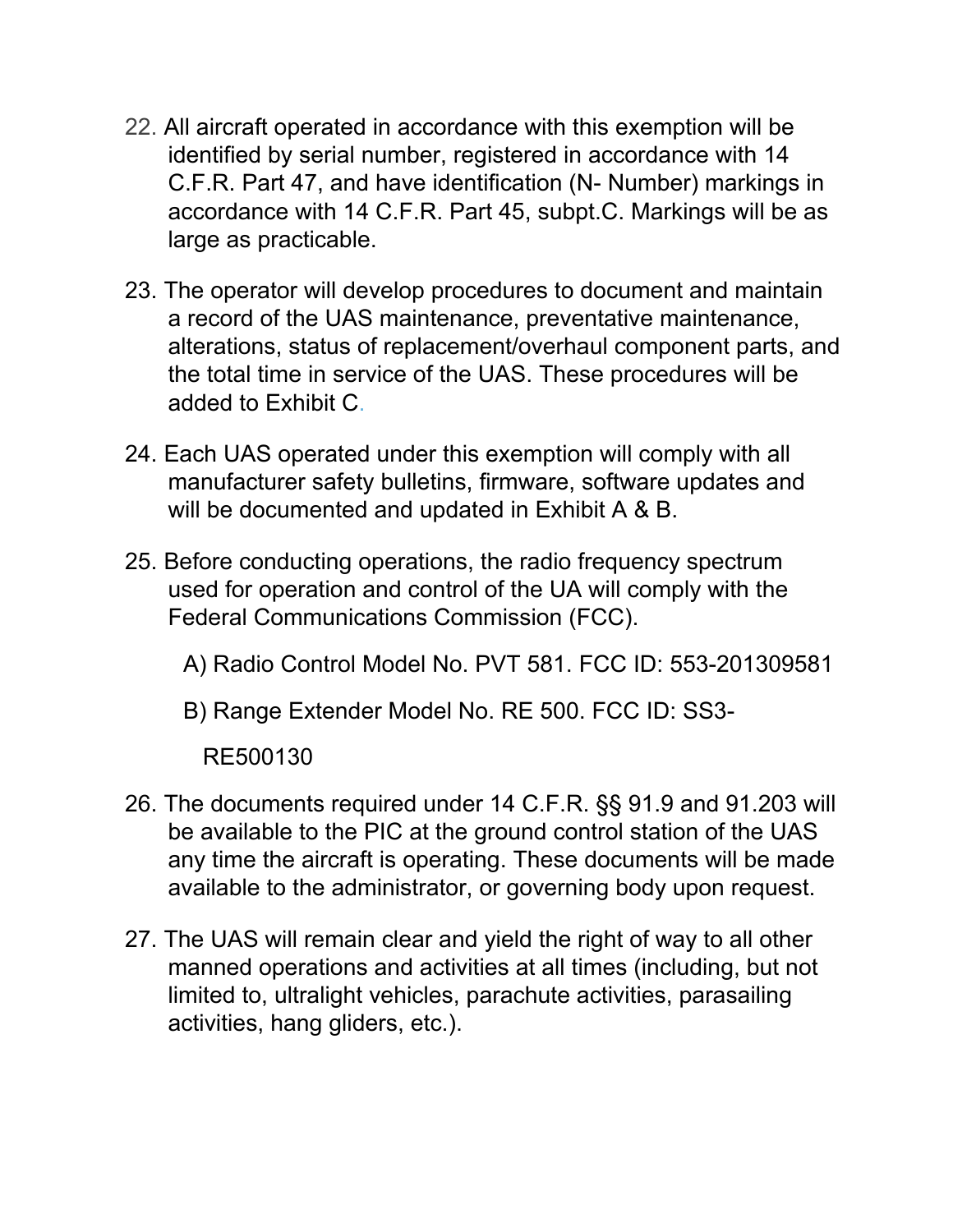22. All aircraft operated in accordance with this exemption will be identified by serial number, registered in accordance with 14 C.F.R. Part 47, and have identification (N- Number) markings in accordance with 14 C.F.R. Part 45, subpt.C. Markings will be as large as practicable.

23. The operator will develop procedures to document and maintain a record of the UAS maintenance, preventative maintenance, alterations, status of replacement/overhaul component parts, and the total time in service of the UAS. These procedures will be added to Exhibit C.

24. Each UAS operated under this exemption will comply with all manufacturer safety bulletins, firmware, software updates and will be documented and updated in Exhibit A & B.

25. Before conducting operations, the radio frequency spectrum used for operation and control of the UA will comply with the Federal Communications Commission (FCC).

    A) Radio Control Model No. PVT 581. FCC ID: 553-201309581

    B) Range Extender Model No. RE 500. FCC ID: SS3-RE500130

26. The documents required under 14 C.F.R. §§ 91.9 and 91.203 will be available to the PIC at the ground control station of the UAS any time the aircraft is operating. These documents will be made available to the administrator, or governing body upon request.

27. The UAS will remain clear and yield the right of way to all other manned operations and activities at all times (including, but not limited to, ultralight vehicles, parachute activities, parasailing activities, hang gliders, etc.).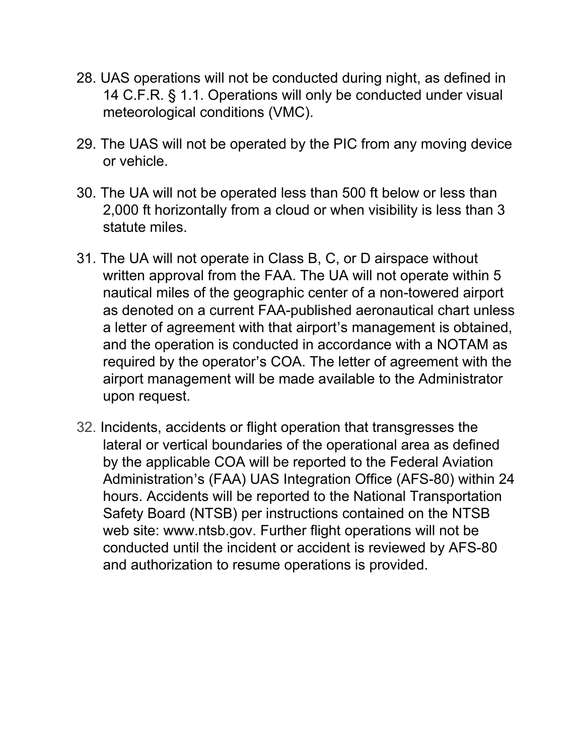28. UAS operations will not be conducted during night, as defined in 14 C.F.R. § 1.1. Operations will only be conducted under visual meteorological conditions (VMC).

29. The UAS will not be operated by the PIC from any moving device or vehicle.

30. The UA will not be operated less than 500 ft below or less than 2,000 ft horizontally from a cloud or when visibility is less than 3 statute miles.

31. The UA will not operate in Class B, C, or D airspace without written approval from the FAA. The UA will not operate within 5 nautical miles of the geographic center of a non-towered airport as denoted on a current FAA-published aeronautical chart unless a letter of agreement with that airport's management is obtained, and the operation is conducted in accordance with a NOTAM as required by the operator's COA. The letter of agreement with the airport management will be made available to the Administrator upon request.

32. Incidents, accidents or flight operation that transgresses the lateral or vertical boundaries of the operational area as defined by the applicable COA will be reported to the Federal Aviation Administration's (FAA) UAS Integration Office (AFS-80) within 24 hours. Accidents will be reported to the National Transportation Safety Board (NTSB) per instructions contained on the NTSB web site: www.ntsb.gov. Further flight operations will not be conducted until the incident or accident is reviewed by AFS-80 and authorization to resume operations is provided.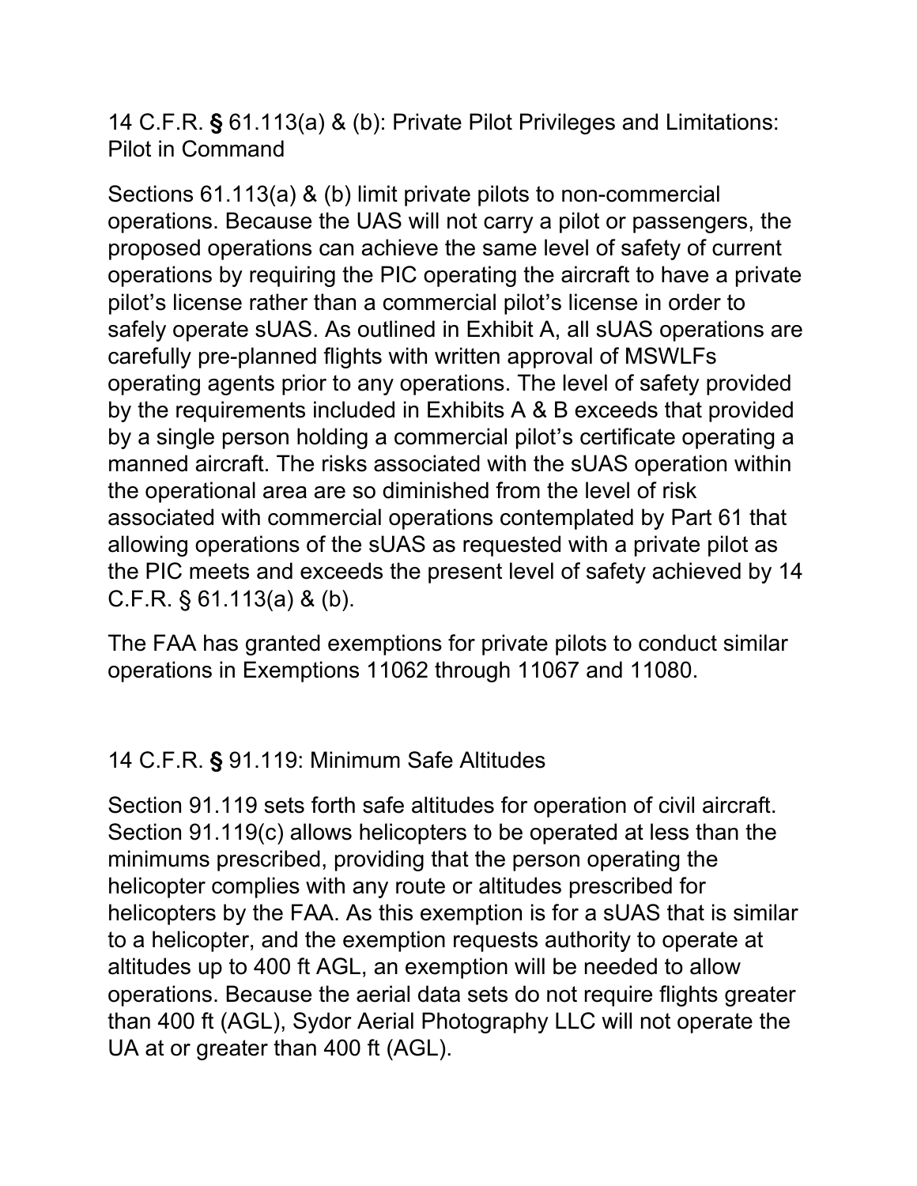## 14 C.F.R. § 61.113(a) & (b): Private Pilot Privileges and Limitations: Pilot in Command

Sections 61.113(a) & (b) limit private pilots to non-commercial operations. Because the UAS will not carry a pilot or passengers, the proposed operations can achieve the same level of safety of current operations by requiring the PIC operating the aircraft to have a private pilot's license rather than a commercial pilot's license in order to safely operate sUAS. As outlined in Exhibit A, all sUAS operations are carefully pre-planned flights with written approval of MSWLFs operating agents prior to any operations. The level of safety provided by the requirements included in Exhibits A & B exceeds that provided by a single person holding a commercial pilot's certificate operating a manned aircraft. The risks associated with the sUAS operation within the operational area are so diminished from the level of risk associated with commercial operations contemplated by Part 61 that allowing operations of the sUAS as requested with a private pilot as the PIC meets and exceeds the present level of safety achieved by 14 C.F.R. § 61.113(a) & (b).

The FAA has granted exemptions for private pilots to conduct similar operations in Exemptions 11062 through 11067 and 11080.

## 14 C.F.R. § 91.119: Minimum Safe Altitudes

Section 91.119 sets forth safe altitudes for operation of civil aircraft. Section 91.119(c) allows helicopters to be operated at less than the minimums prescribed, providing that the person operating the helicopter complies with any route or altitudes prescribed for helicopters by the FAA. As this exemption is for a sUAS that is similar to a helicopter, and the exemption requests authority to operate at altitudes up to 400 ft AGL, an exemption will be needed to allow operations. Because the aerial data sets do not require flights greater than 400 ft (AGL), Sydor Aerial Photography LLC will not operate the UA at or greater than 400 ft (AGL).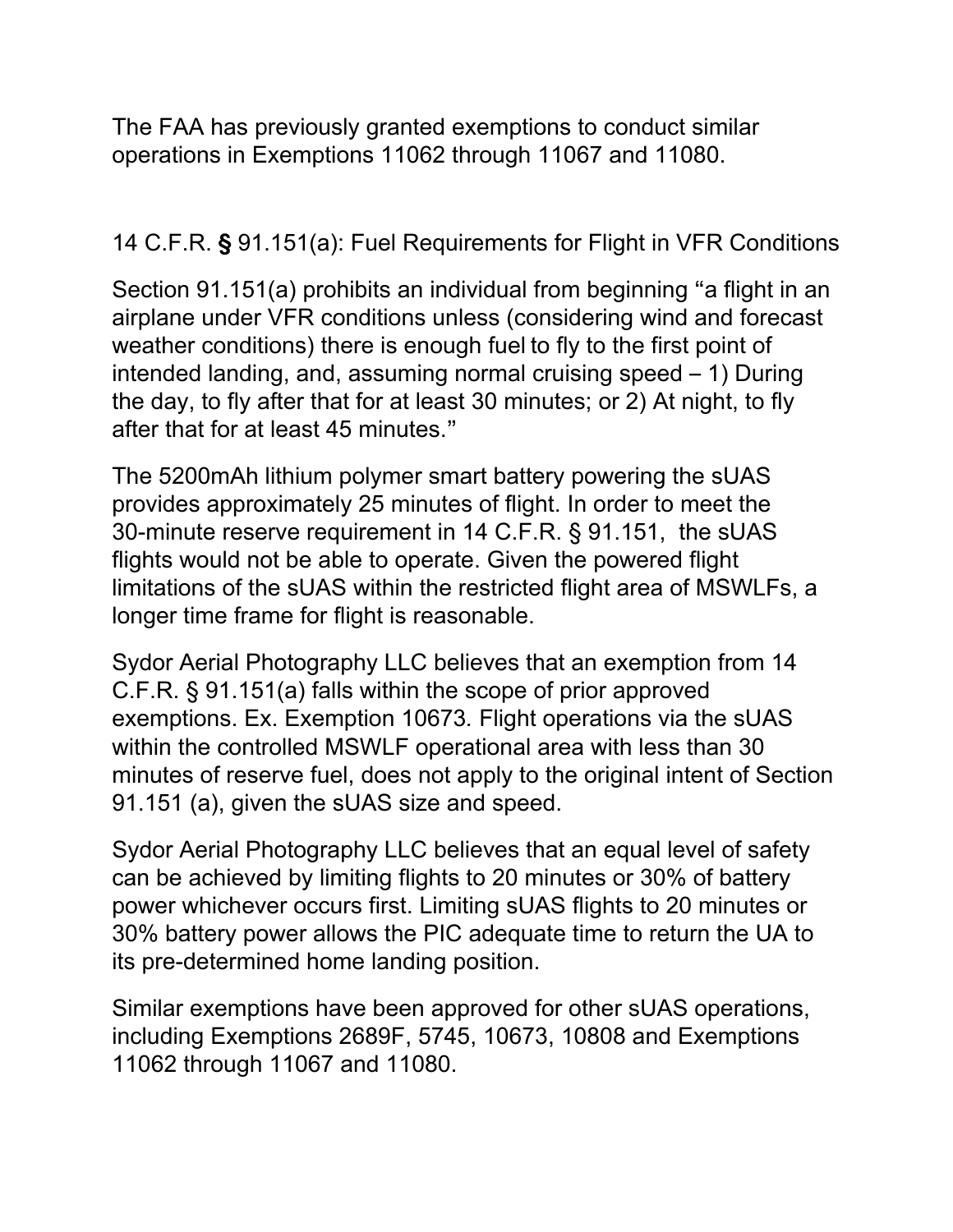The FAA has previously granted exemptions to conduct similar operations in Exemptions 11062 through 11067 and 11080.

## 14 C.F.R. § 91.151(a): Fuel Requirements for Flight in VFR Conditions

Section 91.151(a) prohibits an individual from beginning "a flight in an airplane under VFR conditions unless (considering wind and forecast weather conditions) there is enough fuel to fly to the first point of intended landing, and, assuming normal cruising speed – 1) During the day, to fly after that for at least 30 minutes; or 2) At night, to fly after that for at least 45 minutes."

The 5200mAh lithium polymer smart battery powering the sUAS provides approximately 25 minutes of flight. In order to meet the 30-minute reserve requirement in 14 C.F.R. § 91.151, the sUAS flights would not be able to operate. Given the powered flight limitations of the sUAS within the restricted flight area of MSWLFs, a longer time frame for flight is reasonable.

Sydor Aerial Photography LLC believes that an exemption from 14 C.F.R. § 91.151(a) falls within the scope of prior approved exemptions. Ex. Exemption 10673*.* Flight operations via the sUAS within the controlled MSWLF operational area with less than 30 minutes of reserve fuel, does not apply to the original intent of Section 91.151 (a), given the sUAS size and speed.

Sydor Aerial Photography LLC believes that an equal level of safety can be achieved by limiting flights to 20 minutes or 30% of battery power whichever occurs first. Limiting sUAS flights to 20 minutes or 30% battery power allows the PIC adequate time to return the UA to its pre-determined home landing position.

Similar exemptions have been approved for other sUAS operations, including Exemptions 2689F, 5745, 10673, 10808 and Exemptions 11062 through 11067 and 11080.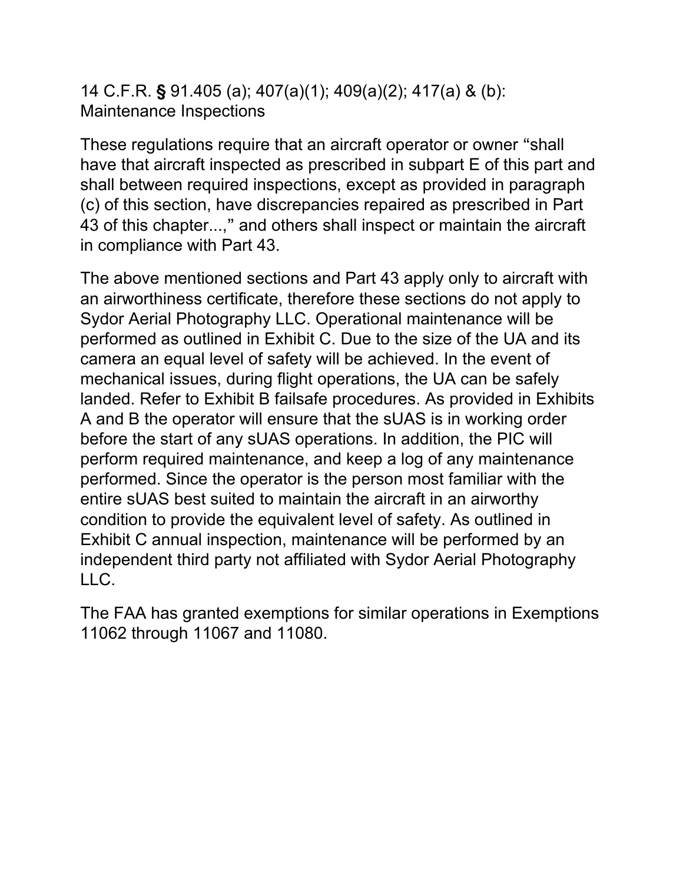14 C.F.R. § 91.405 (a); 407(a)(1); 409(a)(2); 417(a) & (b): Maintenance Inspections

These regulations require that an aircraft operator or owner "shall have that aircraft inspected as prescribed in subpart E of this part and shall between required inspections, except as provided in paragraph (c) of this section, have discrepancies repaired as prescribed in Part 43 of this chapter...," and others shall inspect or maintain the aircraft in compliance with Part 43.

The above mentioned sections and Part 43 apply only to aircraft with an airworthiness certificate, therefore these sections do not apply to Sydor Aerial Photography LLC. Operational maintenance will be performed as outlined in Exhibit C. Due to the size of the UA and its camera an equal level of safety will be achieved. In the event of mechanical issues, during flight operations, the UA can be safely landed. Refer to Exhibit B failsafe procedures. As provided in Exhibits A and B the operator will ensure that the sUAS is in working order before the start of any sUAS operations. In addition, the PIC will perform required maintenance, and keep a log of any maintenance performed. Since the operator is the person most familiar with the entire sUAS best suited to maintain the aircraft in an airworthy condition to provide the equivalent level of safety. As outlined in Exhibit C annual inspection, maintenance will be performed by an independent third party not affiliated with Sydor Aerial Photography LLC.

The FAA has granted exemptions for similar operations in Exemptions 11062 through 11067 and 11080.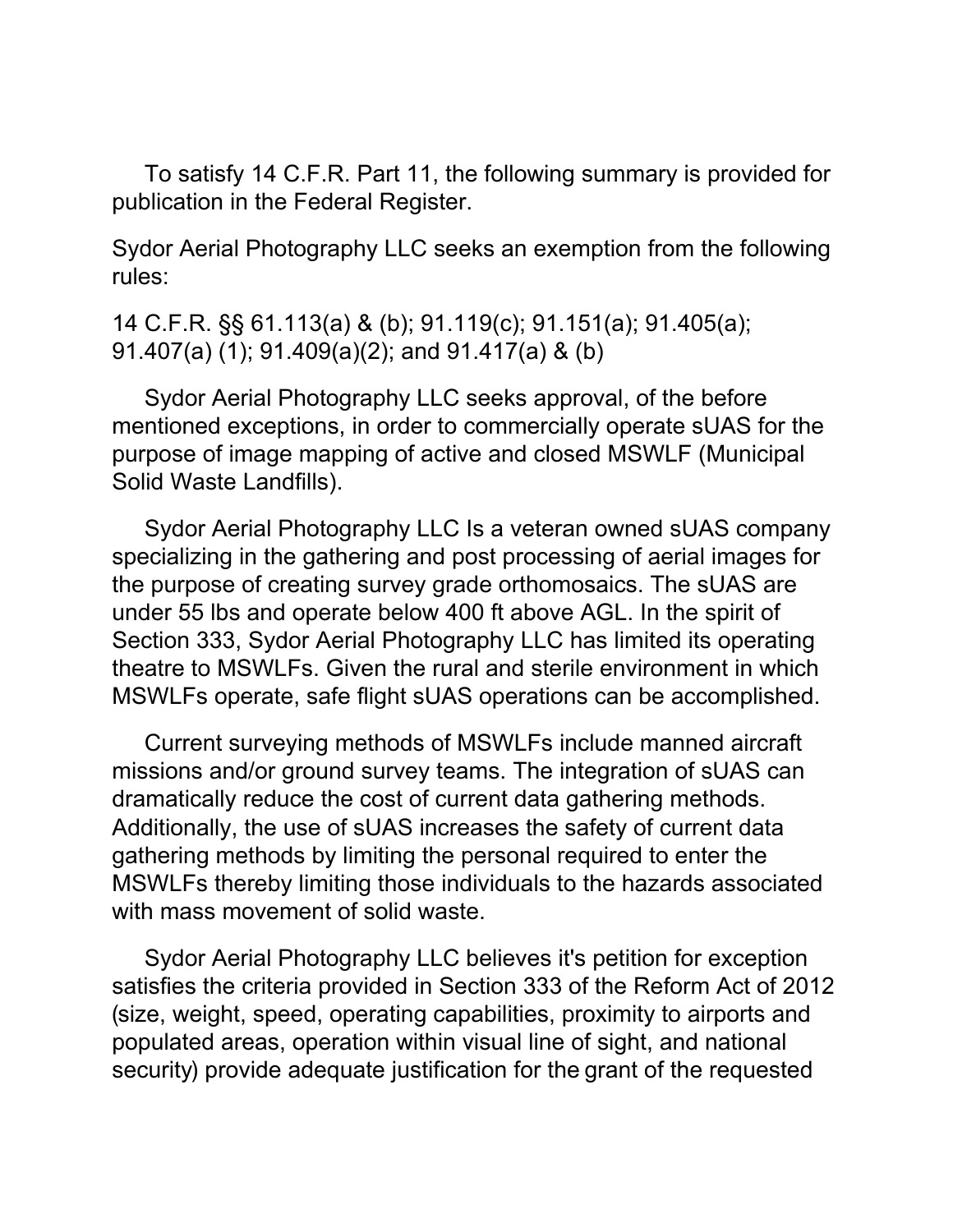To satisfy 14 C.F.R. Part 11, the following summary is provided for publication in the Federal Register.

Sydor Aerial Photography LLC seeks an exemption from the following rules:

14 C.F.R. §§ 61.113(a) & (b); 91.119(c); 91.151(a); 91.405(a); 91.407(a) (1); 91.409(a)(2); and 91.417(a) & (b)

Sydor Aerial Photography LLC seeks approval, of the before mentioned exceptions, in order to commercially operate sUAS for the purpose of image mapping of active and closed MSWLF (Municipal Solid Waste Landfills).

Sydor Aerial Photography LLC Is a veteran owned sUAS company specializing in the gathering and post processing of aerial images for the purpose of creating survey grade orthomosaics. The sUAS are under 55 lbs and operate below 400 ft above AGL. In the spirit of Section 333, Sydor Aerial Photography LLC has limited its operating theatre to MSWLFs. Given the rural and sterile environment in which MSWLFs operate, safe flight sUAS operations can be accomplished.

Current surveying methods of MSWLFs include manned aircraft missions and/or ground survey teams. The integration of sUAS can dramatically reduce the cost of current data gathering methods. Additionally, the use of sUAS increases the safety of current data gathering methods by limiting the personal required to enter the MSWLFs thereby limiting those individuals to the hazards associated with mass movement of solid waste.

Sydor Aerial Photography LLC believes it's petition for exception satisfies the criteria provided in Section 333 of the Reform Act of 2012 (size, weight, speed, operating capabilities, proximity to airports and populated areas, operation within visual line of sight, and national security) provide adequate justification for the grant of the requested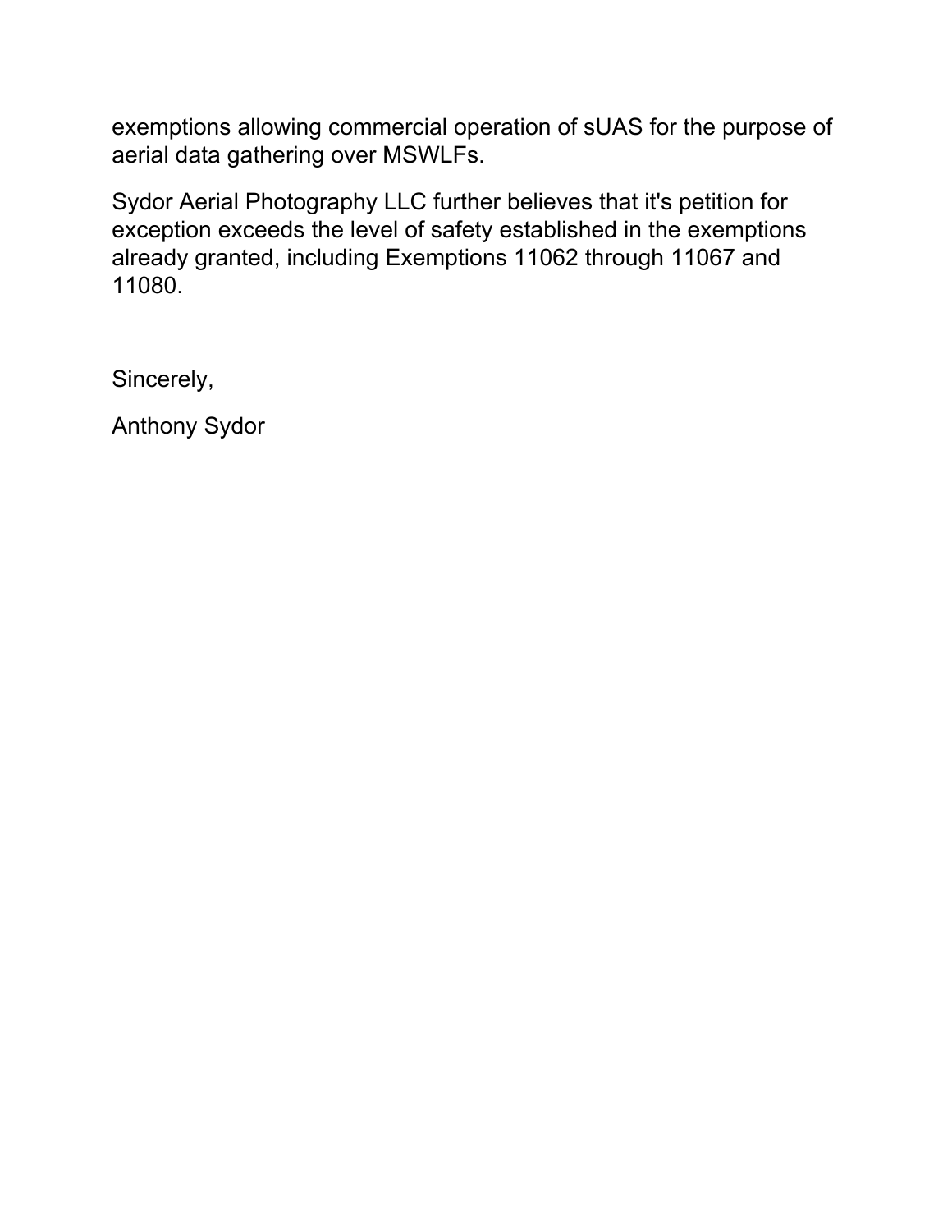exemptions allowing commercial operation of sUAS for the purpose of aerial data gathering over MSWLFs.

Sydor Aerial Photography LLC further believes that it's petition for exception exceeds the level of safety established in the exemptions already granted, including Exemptions 11062 through 11067 and 11080.

Sincerely,

Anthony Sydor